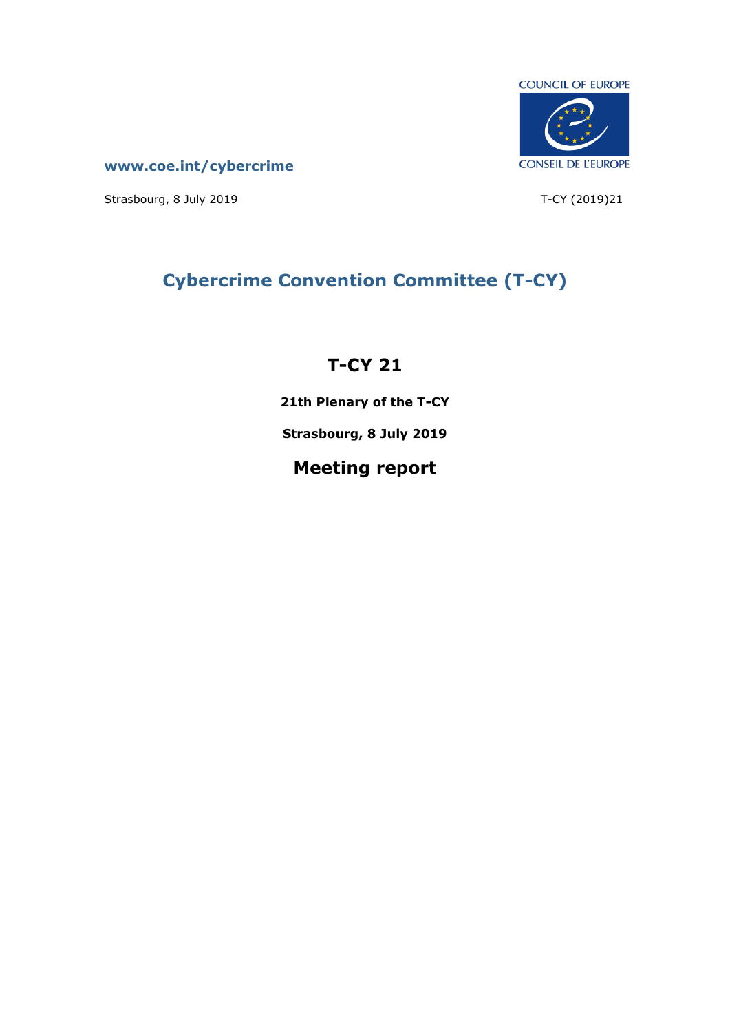COUNCIL OF EUROPE

CONSEIL DE L'EUROPE

**www.coe.int/cybercrime**

Strasbourg, 8 July 2019

T-CY (2019)21

# Cybercrime Convention Committee (T-CY)

## T-CY 21

**21th Plenary of the T-CY**

**Strasbourg, 8 July 2019**

## Meeting report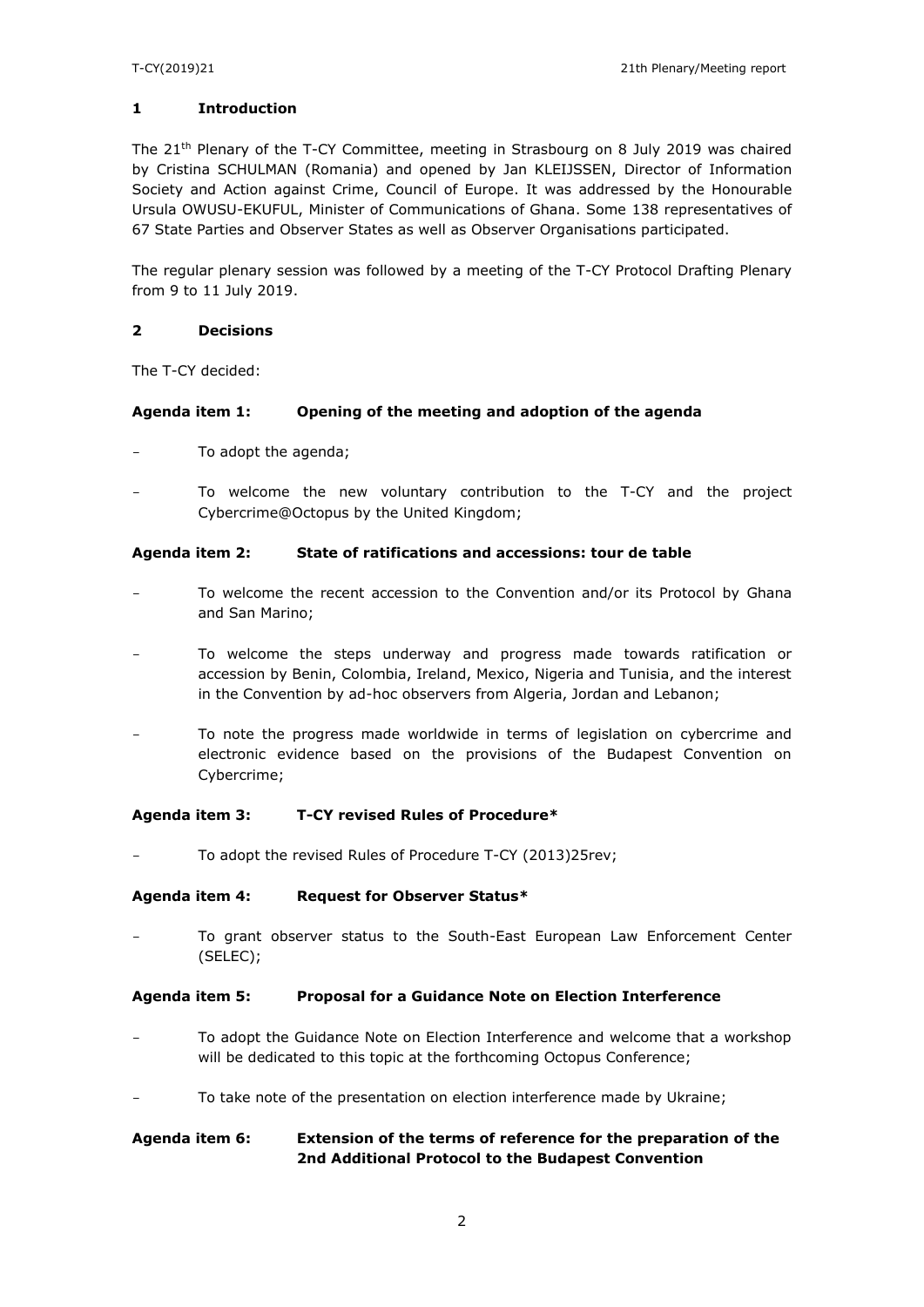## 1 Introduction

The 21[th] Plenary of the T-CY Committee, meeting in Strasbourg on 8 July 2019 was chaired by Cristina SCHULMAN (Romania) and opened by Jan KLEIJSSEN, Director of Information Society and Action against Crime, Council of Europe. It was addressed by the Honourable Ursula OWUSU-EKUFUL, Minister of Communications of Ghana. Some 138 representatives of 67 State Parties and Observer States as well as Observer Organisations participated.

The regular plenary session was followed by a meeting of the T-CY Protocol Drafting Plenary from 9 to 11 July 2019.

## 2 Decisions

The T-CY decided:

### Agenda item 1: Opening of the meeting and adoption of the agenda

- To adopt the agenda;
- To welcome the new voluntary contribution to the T-CY and the project Cybercrime@Octopus by the United Kingdom;

### Agenda item 2: State of ratifications and accessions: tour de table

- To welcome the recent accession to the Convention and/or its Protocol by Ghana and San Marino;
- To welcome the steps underway and progress made towards ratification or accession by Benin, Colombia, Ireland, Mexico, Nigeria and Tunisia, and the interest in the Convention by ad-hoc observers from Algeria, Jordan and Lebanon;
- To note the progress made worldwide in terms of legislation on cybercrime and electronic evidence based on the provisions of the Budapest Convention on Cybercrime;

### Agenda item 3: T-CY revised Rules of Procedure*

- To adopt the revised Rules of Procedure T-CY (2013)25rev;

### Agenda item 4: Request for Observer Status*

- To grant observer status to the South-East European Law Enforcement Center (SELEC);

### Agenda item 5: Proposal for a Guidance Note on Election Interference

- To adopt the Guidance Note on Election Interference and welcome that a workshop will be dedicated to this topic at the forthcoming Octopus Conference;
- To take note of the presentation on election interference made by Ukraine;

### Agenda item 6: Extension of the terms of reference for the preparation of the 2nd Additional Protocol to the Budapest Convention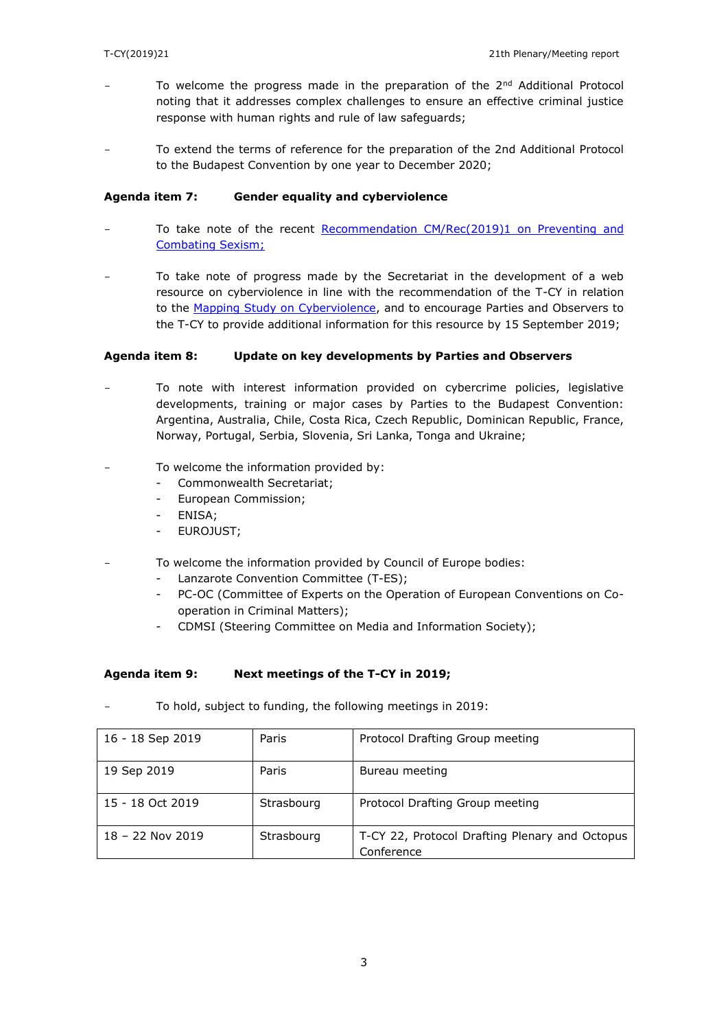- To welcome the progress made in the preparation of the 2nd Additional Protocol noting that it addresses complex challenges to ensure an effective criminal justice response with human rights and rule of law safeguards;

- To extend the terms of reference for the preparation of the 2nd Additional Protocol to the Budapest Convention by one year to December 2020;

**Agenda item 7: Gender equality and cyberviolence**

- To take note of the recent [Recommendation CM/Rec(2019)1 on Preventing and Combating Sexism;]

- To take note of progress made by the Secretariat in the development of a web resource on cyberviolence in line with the recommendation of the T-CY in relation to the [Mapping Study on Cyberviolence], and to encourage Parties and Observers to the T-CY to provide additional information for this resource by 15 September 2019;

**Agenda item 8: Update on key developments by Parties and Observers**

- To note with interest information provided on cybercrime policies, legislative developments, training or major cases by Parties to the Budapest Convention: Argentina, Australia, Chile, Costa Rica, Czech Republic, Dominican Republic, France, Norway, Portugal, Serbia, Slovenia, Sri Lanka, Tonga and Ukraine;

- To welcome the information provided by:
  - Commonwealth Secretariat;
  - European Commission;
  - ENISA;
  - EUROJUST;

- To welcome the information provided by Council of Europe bodies:
  - Lanzarote Convention Committee (T-ES);
  - PC-OC (Committee of Experts on the Operation of European Conventions on Co-operation in Criminal Matters);
  - CDMSI (Steering Committee on Media and Information Society);

**Agenda item 9: Next meetings of the T-CY in 2019;**

- To hold, subject to funding, the following meetings in 2019:

| 16 - 18 Sep 2019 | Paris | Protocol Drafting Group meeting |
|---|---|---|
| 19 Sep 2019 | Paris | Bureau meeting |
| 15 - 18 Oct 2019 | Strasbourg | Protocol Drafting Group meeting |
| 18 – 22 Nov 2019 | Strasbourg | T-CY 22, Protocol Drafting Plenary and Octopus Conference |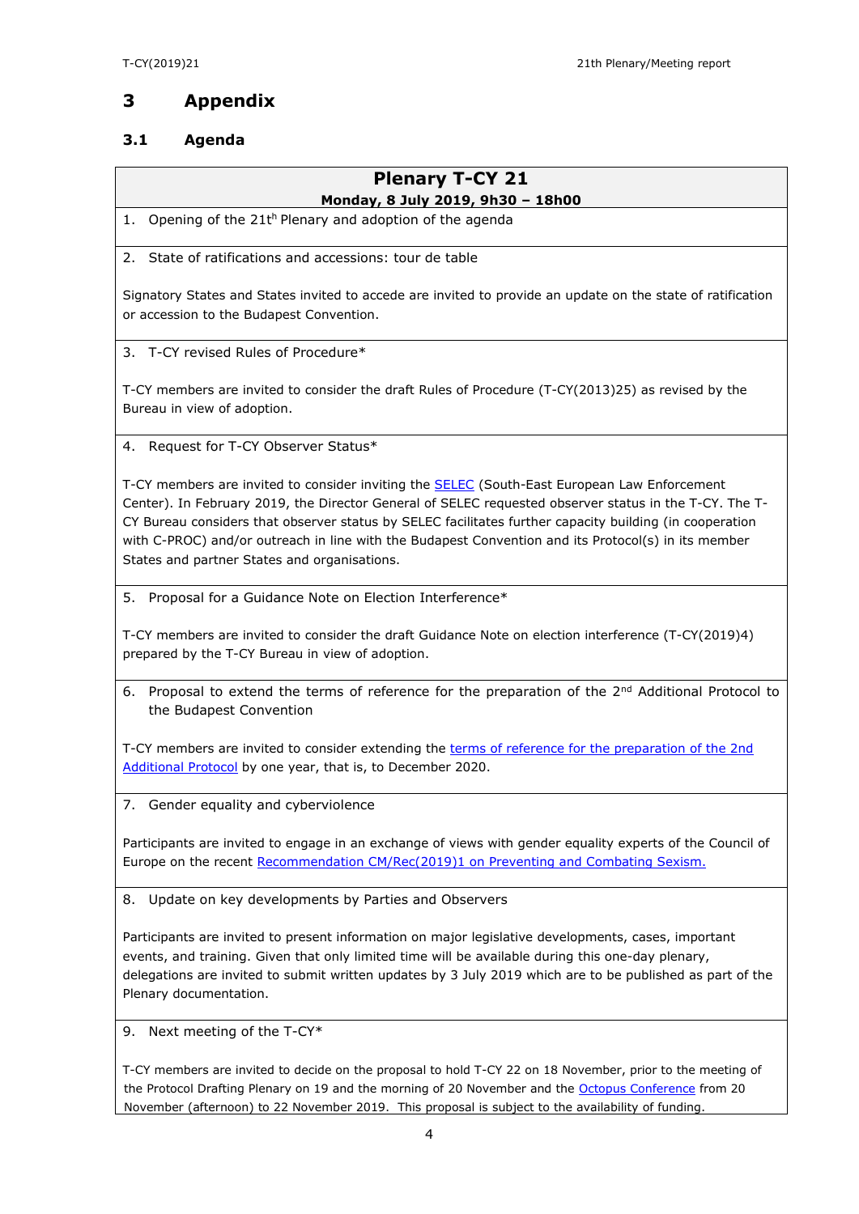# 3 Appendix

## 3.1 Agenda

**Plenary T-CY 21**

**Monday, 8 July 2019, 9h30 – 18h00**

1. Opening of the 21th Plenary and adoption of the agenda

2. State of ratifications and accessions: tour de table

Signatory States and States invited to accede are invited to provide an update on the state of ratification or accession to the Budapest Convention.

3. T-CY revised Rules of Procedure*

T-CY members are invited to consider the draft Rules of Procedure (T-CY(2013)25) as revised by the Bureau in view of adoption.

4. Request for T-CY Observer Status*

T-CY members are invited to consider inviting the SELEC (South-East European Law Enforcement Center). In February 2019, the Director General of SELEC requested observer status in the T-CY. The T-CY Bureau considers that observer status by SELEC facilitates further capacity building (in cooperation with C-PROC) and/or outreach in line with the Budapest Convention and its Protocol(s) in its member States and partner States and organisations.

5. Proposal for a Guidance Note on Election Interference*

T-CY members are invited to consider the draft Guidance Note on election interference (T-CY(2019)4) prepared by the T-CY Bureau in view of adoption.

6. Proposal to extend the terms of reference for the preparation of the 2nd Additional Protocol to the Budapest Convention

T-CY members are invited to consider extending the terms of reference for the preparation of the 2nd Additional Protocol by one year, that is, to December 2020.

7. Gender equality and cyberviolence

Participants are invited to engage in an exchange of views with gender equality experts of the Council of Europe on the recent Recommendation CM/Rec(2019)1 on Preventing and Combating Sexism.

8. Update on key developments by Parties and Observers

Participants are invited to present information on major legislative developments, cases, important events, and training. Given that only limited time will be available during this one-day plenary, delegations are invited to submit written updates by 3 July 2019 which are to be published as part of the Plenary documentation.

9. Next meeting of the T-CY*

T-CY members are invited to decide on the proposal to hold T-CY 22 on 18 November, prior to the meeting of the Protocol Drafting Plenary on 19 and the morning of 20 November and the Octopus Conference from 20 November (afternoon) to 22 November 2019. This proposal is subject to the availability of funding.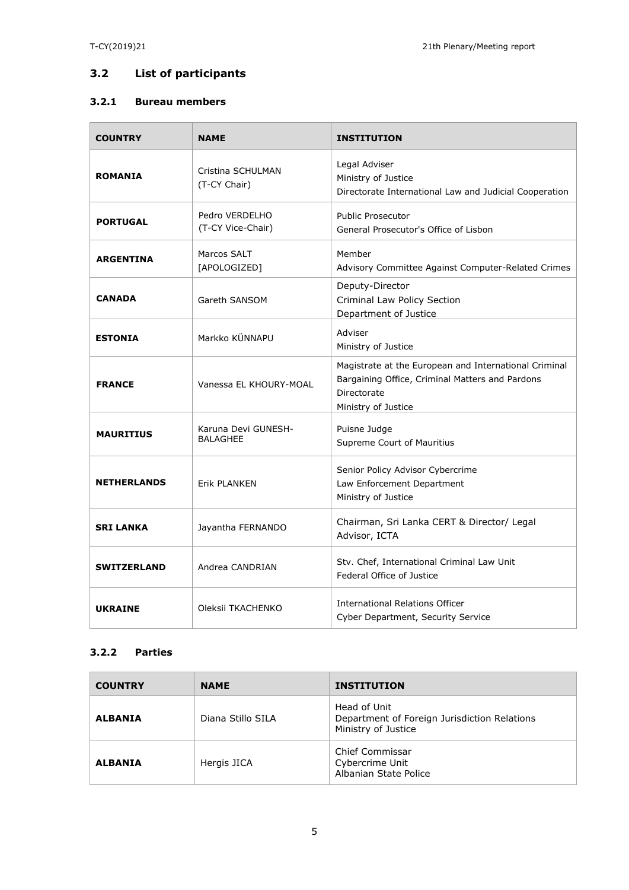## 3.2 List of participants

### 3.2.1 Bureau members

| COUNTRY | NAME | INSTITUTION |
|---|---|---|
| **ROMANIA** | Cristina SCHULMAN (T-CY Chair) | Legal Adviser<br>Ministry of Justice<br>Directorate International Law and Judicial Cooperation |
| **PORTUGAL** | Pedro VERDELHO (T-CY Vice-Chair) | Public Prosecutor<br>General Prosecutor's Office of Lisbon |
| **ARGENTINA** | Marcos SALT [APOLOGIZED] | Member<br>Advisory Committee Against Computer-Related Crimes |
| **CANADA** | Gareth SANSOM | Deputy-Director<br>Criminal Law Policy Section<br>Department of Justice |
| **ESTONIA** | Markko KÜNNAPU | Adviser<br>Ministry of Justice |
| **FRANCE** | Vanessa EL KHOURY-MOAL | Magistrate at the European and International Criminal Bargaining Office, Criminal Matters and Pardons Directorate<br>Ministry of Justice |
| **MAURITIUS** | Karuna Devi GUNESH-BALAGHEE | Puisne Judge<br>Supreme Court of Mauritius |
| **NETHERLANDS** | Erik PLANKEN | Senior Policy Advisor Cybercrime<br>Law Enforcement Department<br>Ministry of Justice |
| **SRI LANKA** | Jayantha FERNANDO | Chairman, Sri Lanka CERT & Director/ Legal Advisor, ICTA |
| **SWITZERLAND** | Andrea CANDRIAN | Stv. Chef, International Criminal Law Unit<br>Federal Office of Justice |
| **UKRAINE** | Oleksii TKACHENKO | International Relations Officer<br>Cyber Department, Security Service |

### 3.2.2 Parties

| COUNTRY | NAME | INSTITUTION |
|---|---|---|
| **ALBANIA** | Diana Stillo SILA | Head of Unit<br>Department of Foreign Jurisdiction Relations<br>Ministry of Justice |
| **ALBANIA** | Hergis JICA | Chief Commissar<br>Cybercrime Unit<br>Albanian State Police |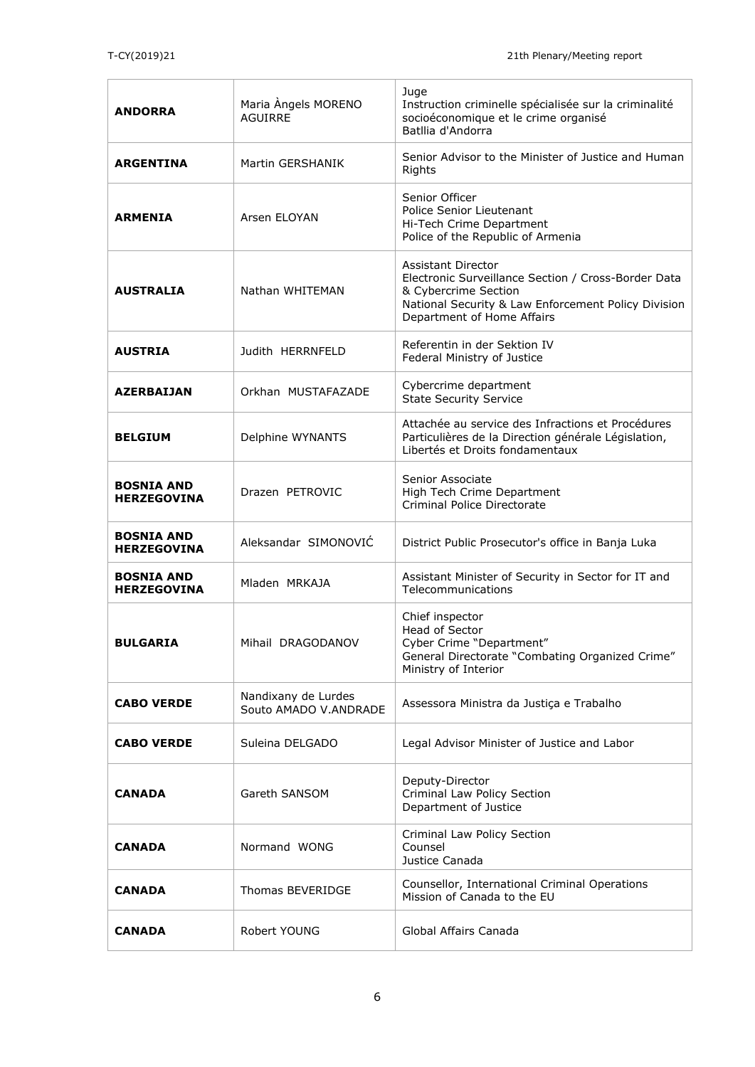| | | |
|---|---|---|
| **ANDORRA** | Maria Àngels MORENO AGUIRRE | Juge<br>Instruction criminelle spécialisée sur la criminalité socioéconomique et le crime organisé<br>Batllia d'Andorra |
| **ARGENTINA** | Martin GERSHANIK | Senior Advisor to the Minister of Justice and Human Rights |
| **ARMENIA** | Arsen ELOYAN | Senior Officer<br>Police Senior Lieutenant<br>Hi-Tech Crime Department<br>Police of the Republic of Armenia |
| **AUSTRALIA** | Nathan WHITEMAN | Assistant Director<br>Electronic Surveillance Section / Cross-Border Data & Cybercrime Section<br>National Security & Law Enforcement Policy Division<br>Department of Home Affairs |
| **AUSTRIA** | Judith HERRNFELD | Referentin in der Sektion IV<br>Federal Ministry of Justice |
| **AZERBAIJAN** | Orkhan MUSTAFAZADE | Cybercrime department<br>State Security Service |
| **BELGIUM** | Delphine WYNANTS | Attachée au service des Infractions et Procédures Particulières de la Direction générale Législation, Libertés et Droits fondamentaux |
| **BOSNIA AND HERZEGOVINA** | Drazen PETROVIC | Senior Associate<br>High Tech Crime Department<br>Criminal Police Directorate |
| **BOSNIA AND HERZEGOVINA** | Aleksandar SIMONOVIĆ | District Public Prosecutor's office in Banja Luka |
| **BOSNIA AND HERZEGOVINA** | Mladen MRKAJA | Assistant Minister of Security in Sector for IT and Telecommunications |
| **BULGARIA** | Mihail DRAGODANOV | Chief inspector<br>Head of Sector<br>Cyber Crime "Department"<br>General Directorate "Combating Organized Crime"<br>Ministry of Interior |
| **CABO VERDE** | Nandixany de Lurdes Souto AMADO V.ANDRADE | Assessora Ministra da Justiça e Trabalho |
| **CABO VERDE** | Suleina DELGADO | Legal Advisor Minister of Justice and Labor |
| **CANADA** | Gareth SANSOM | Deputy-Director<br>Criminal Law Policy Section<br>Department of Justice |
| **CANADA** | Normand WONG | Criminal Law Policy Section<br>Counsel<br>Justice Canada |
| **CANADA** | Thomas BEVERIDGE | Counsellor, International Criminal Operations<br>Mission of Canada to the EU |
| **CANADA** | Robert YOUNG | Global Affairs Canada |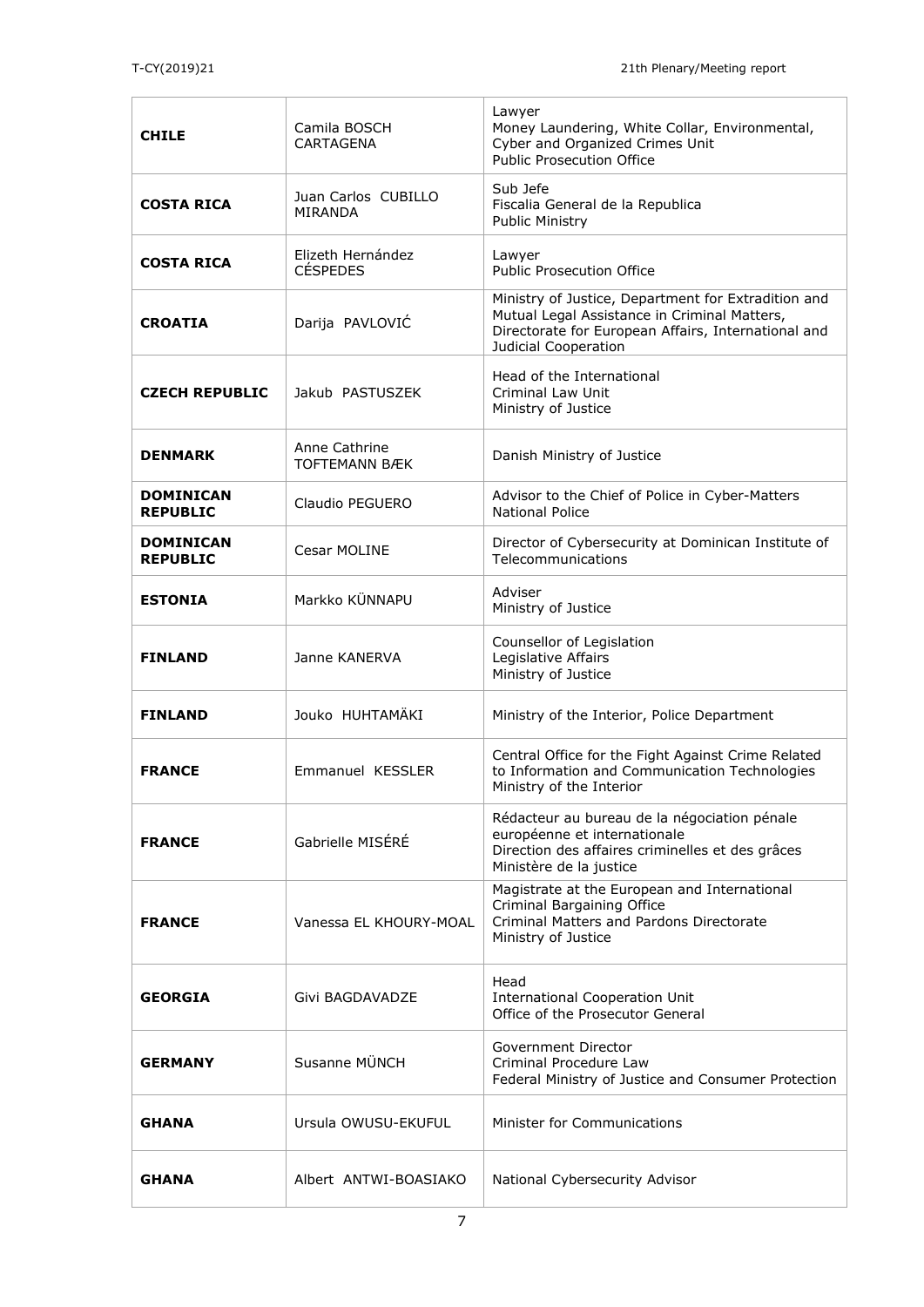| | | |
|---|---|---|
| **CHILE** | Camila BOSCH CARTAGENA | Lawyer<br>Money Laundering, White Collar, Environmental, Cyber and Organized Crimes Unit<br>Public Prosecution Office |
| **COSTA RICA** | Juan Carlos CUBILLO MIRANDA | Sub Jefe<br>Fiscalia General de la Republica<br>Public Ministry |
| **COSTA RICA** | Elizeth Hernández CÉSPEDES | Lawyer<br>Public Prosecution Office |
| **CROATIA** | Darija PAVLOVIĆ | Ministry of Justice, Department for Extradition and Mutual Legal Assistance in Criminal Matters, Directorate for European Affairs, International and Judicial Cooperation |
| **CZECH REPUBLIC** | Jakub PASTUSZEK | Head of the International Criminal Law Unit<br>Ministry of Justice |
| **DENMARK** | Anne Cathrine TOFTEMANN BÆK | Danish Ministry of Justice |
| **DOMINICAN REPUBLIC** | Claudio PEGUERO | Advisor to the Chief of Police in Cyber-Matters<br>National Police |
| **DOMINICAN REPUBLIC** | Cesar MOLINE | Director of Cybersecurity at Dominican Institute of Telecommunications |
| **ESTONIA** | Markko KÜNNAPU | Adviser<br>Ministry of Justice |
| **FINLAND** | Janne KANERVA | Counsellor of Legislation<br>Legislative Affairs<br>Ministry of Justice |
| **FINLAND** | Jouko HUHTAMÄKI | Ministry of the Interior, Police Department |
| **FRANCE** | Emmanuel KESSLER | Central Office for the Fight Against Crime Related to Information and Communication Technologies<br>Ministry of the Interior |
| **FRANCE** | Gabrielle MISÉRÉ | Rédacteur au bureau de la négociation pénale européenne et internationale<br>Direction des affaires criminelles et des grâces<br>Ministère de la justice |
| **FRANCE** | Vanessa EL KHOURY-MOAL | Magistrate at the European and International Criminal Bargaining Office<br>Criminal Matters and Pardons Directorate<br>Ministry of Justice |
| **GEORGIA** | Givi BAGDAVADZE | Head<br>International Cooperation Unit<br>Office of the Prosecutor General |
| **GERMANY** | Susanne MÜNCH | Government Director<br>Criminal Procedure Law<br>Federal Ministry of Justice and Consumer Protection |
| **GHANA** | Ursula OWUSU-EKUFUL | Minister for Communications |
| **GHANA** | Albert ANTWI-BOASIAKO | National Cybersecurity Advisor |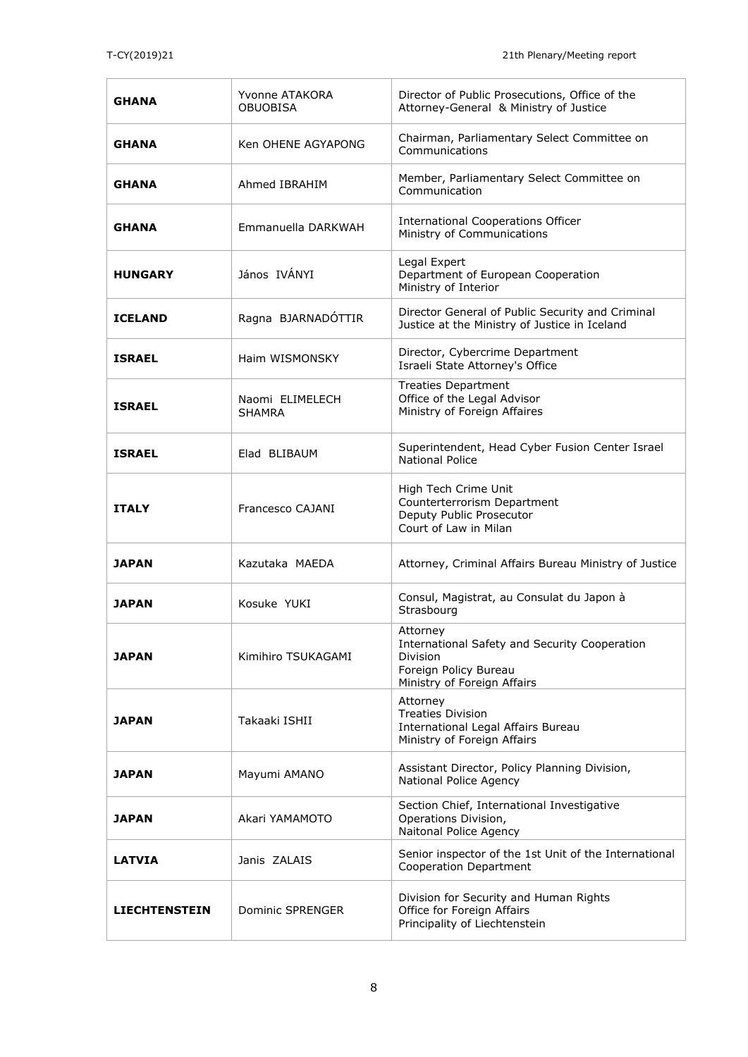| | | |
|---|---|---|
| **GHANA** | Yvonne ATAKORA OBUOBISA | Director of Public Prosecutions, Office of the Attorney-General & Ministry of Justice |
| **GHANA** | Ken OHENE AGYAPONG | Chairman, Parliamentary Select Committee on Communications |
| **GHANA** | Ahmed IBRAHIM | Member, Parliamentary Select Committee on Communication |
| **GHANA** | Emmanuella DARKWAH | International Cooperations Officer Ministry of Communications |
| **HUNGARY** | János IVÁNYI | Legal Expert Department of European Cooperation Ministry of Interior |
| **ICELAND** | Ragna BJARNADÓTTIR | Director General of Public Security and Criminal Justice at the Ministry of Justice in Iceland |
| **ISRAEL** | Haim WISMONSKY | Director, Cybercrime Department Israeli State Attorney's Office |
| **ISRAEL** | Naomi ELIMELECH SHAMRA | Treaties Department Office of the Legal Advisor Ministry of Foreign Affaires |
| **ISRAEL** | Elad BLIBAUM | Superintendent, Head Cyber Fusion Center Israel National Police |
| **ITALY** | Francesco CAJANI | High Tech Crime Unit Counterterrorism Department Deputy Public Prosecutor Court of Law in Milan |
| **JAPAN** | Kazutaka MAEDA | Attorney, Criminal Affairs Bureau Ministry of Justice |
| **JAPAN** | Kosuke YUKI | Consul, Magistrat, au Consulat du Japon à Strasbourg |
| **JAPAN** | Kimihiro TSUKAGAMI | Attorney International Safety and Security Cooperation Division Foreign Policy Bureau Ministry of Foreign Affairs |
| **JAPAN** | Takaaki ISHII | Attorney Treaties Division International Legal Affairs Bureau Ministry of Foreign Affairs |
| **JAPAN** | Mayumi AMANO | Assistant Director, Policy Planning Division, National Police Agency |
| **JAPAN** | Akari YAMAMOTO | Section Chief, International Investigative Operations Division, Naitonal Police Agency |
| **LATVIA** | Janis ZALAIS | Senior inspector of the 1st Unit of the International Cooperation Department |
| **LIECHTENSTEIN** | Dominic SPRENGER | Division for Security and Human Rights Office for Foreign Affairs Principality of Liechtenstein |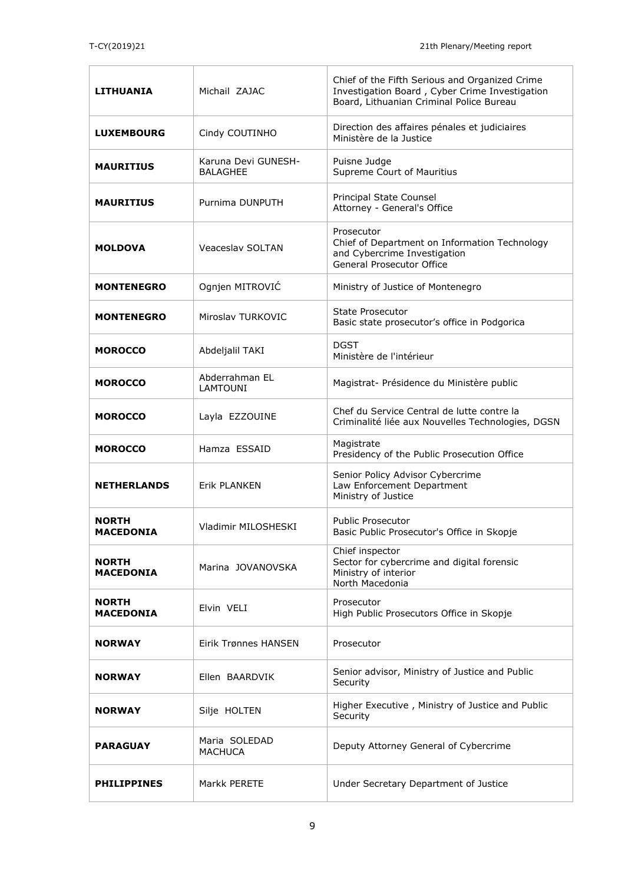| **LITHUANIA** | Michail ZAJAC | Chief of the Fifth Serious and Organized Crime Investigation Board , Cyber Crime Investigation Board, Lithuanian Criminal Police Bureau |
|---|---|---|
| **LUXEMBOURG** | Cindy COUTINHO | Direction des affaires pénales et judiciaires Ministère de la Justice |
| **MAURITIUS** | Karuna Devi GUNESH-BALAGHEE | Puisne Judge Supreme Court of Mauritius |
| **MAURITIUS** | Purnima DUNPUTH | Principal State Counsel Attorney - General's Office |
| **MOLDOVA** | Veaceslav SOLTAN | Prosecutor Chief of Department on Information Technology and Cybercrime Investigation General Prosecutor Office |
| **MONTENEGRO** | Ognjen MITROVIĆ | Ministry of Justice of Montenegro |
| **MONTENEGRO** | Miroslav TURKOVIC | State Prosecutor Basic state prosecutor's office in Podgorica |
| **MOROCCO** | Abdeljalil TAKI | DGST Ministère de l'intérieur |
| **MOROCCO** | Abderrahman EL LAMTOUNI | Magistrat- Présidence du Ministère public |
| **MOROCCO** | Layla EZZOUINE | Chef du Service Central de lutte contre la Criminalité liée aux Nouvelles Technologies, DGSN |
| **MOROCCO** | Hamza ESSAID | Magistrate Presidency of the Public Prosecution Office |
| **NETHERLANDS** | Erik PLANKEN | Senior Policy Advisor Cybercrime Law Enforcement Department Ministry of Justice |
| **NORTH MACEDONIA** | Vladimir MILOSHESKI | Public Prosecutor Basic Public Prosecutor's Office in Skopje |
| **NORTH MACEDONIA** | Marina JOVANOVSKA | Chief inspector Sector for cybercrime and digital forensic Ministry of interior North Macedonia |
| **NORTH MACEDONIA** | Elvin VELI | Prosecutor High Public Prosecutors Office in Skopje |
| **NORWAY** | Eirik Trønnes HANSEN | Prosecutor |
| **NORWAY** | Ellen BAARDVIK | Senior advisor, Ministry of Justice and Public Security |
| **NORWAY** | Silje HOLTEN | Higher Executive , Ministry of Justice and Public Security |
| **PARAGUAY** | Maria SOLEDAD MACHUCA | Deputy Attorney General of Cybercrime |
| **PHILIPPINES** | Markk PERETE | Under Secretary Department of Justice |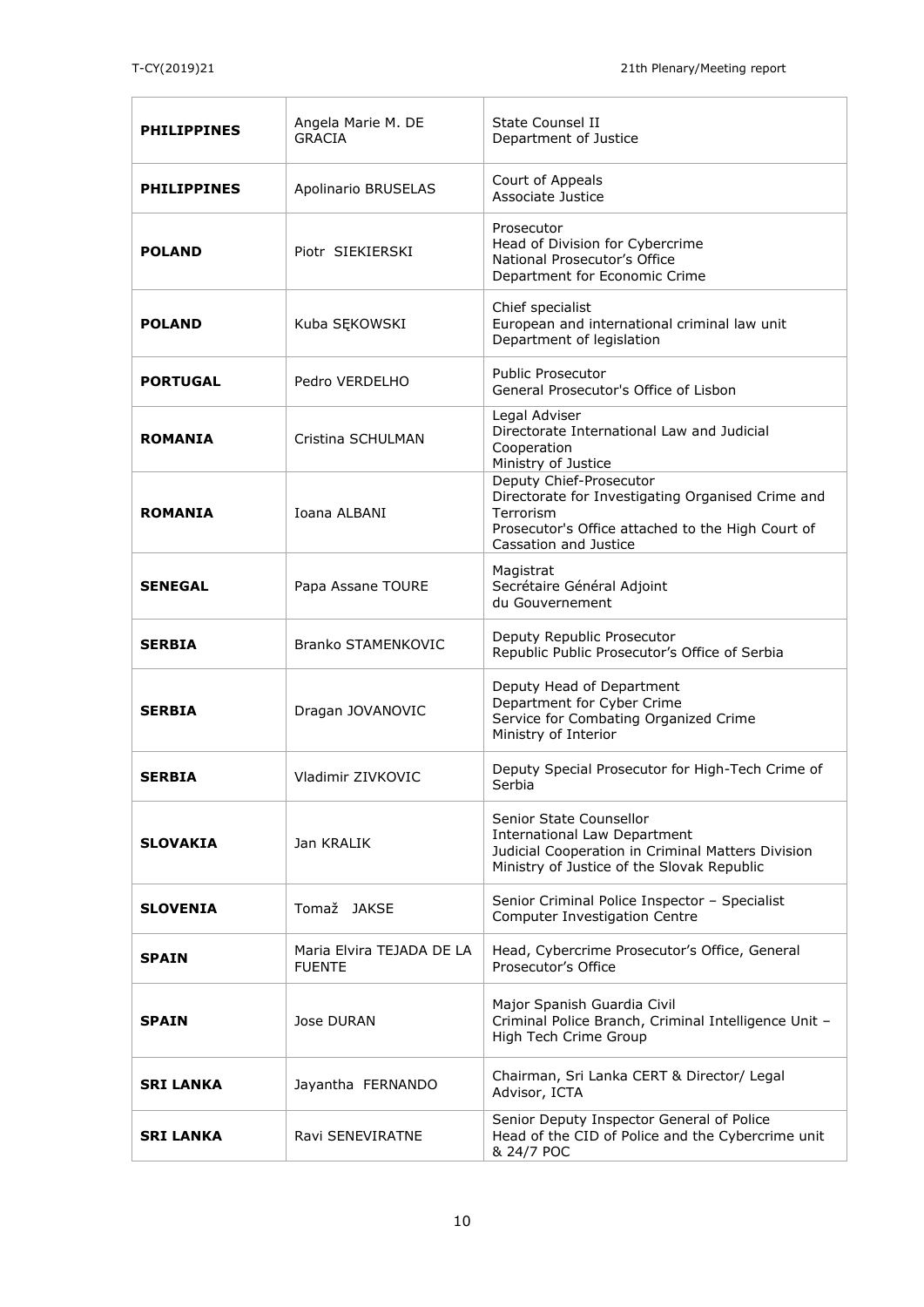| | | |
|---|---|---|
| **PHILIPPINES** | Angela Marie M. DE GRACIA | State Counsel II<br>Department of Justice |
| **PHILIPPINES** | Apolinario BRUSELAS | Court of Appeals<br>Associate Justice |
| **POLAND** | Piotr SIEKIERSKI | Prosecutor<br>Head of Division for Cybercrime<br>National Prosecutor's Office<br>Department for Economic Crime |
| **POLAND** | Kuba SĘKOWSKI | Chief specialist<br>European and international criminal law unit<br>Department of legislation |
| **PORTUGAL** | Pedro VERDELHO | Public Prosecutor<br>General Prosecutor's Office of Lisbon |
| **ROMANIA** | Cristina SCHULMAN | Legal Adviser<br>Directorate International Law and Judicial Cooperation<br>Ministry of Justice |
| **ROMANIA** | Ioana ALBANI | Deputy Chief-Prosecutor<br>Directorate for Investigating Organised Crime and Terrorism<br>Prosecutor's Office attached to the High Court of Cassation and Justice |
| **SENEGAL** | Papa Assane TOURE | Magistrat<br>Secrétaire Général Adjoint<br>du Gouvernement |
| **SERBIA** | Branko STAMENKOVIC | Deputy Republic Prosecutor<br>Republic Public Prosecutor's Office of Serbia |
| **SERBIA** | Dragan JOVANOVIC | Deputy Head of Department<br>Department for Cyber Crime<br>Service for Combating Organized Crime<br>Ministry of Interior |
| **SERBIA** | Vladimir ZIVKOVIC | Deputy Special Prosecutor for High-Tech Crime of Serbia |
| **SLOVAKIA** | Jan KRALIK | Senior State Counsellor<br>International Law Department<br>Judicial Cooperation in Criminal Matters Division<br>Ministry of Justice of the Slovak Republic |
| **SLOVENIA** | Tomaž JAKSE | Senior Criminal Police Inspector – Specialist<br>Computer Investigation Centre |
| **SPAIN** | Maria Elvira TEJADA DE LA FUENTE | Head, Cybercrime Prosecutor's Office, General Prosecutor's Office |
| **SPAIN** | Jose DURAN | Major Spanish Guardia Civil<br>Criminal Police Branch, Criminal Intelligence Unit – High Tech Crime Group |
| **SRI LANKA** | Jayantha FERNANDO | Chairman, Sri Lanka CERT & Director/ Legal Advisor, ICTA |
| **SRI LANKA** | Ravi SENEVIRATNE | Senior Deputy Inspector General of Police<br>Head of the CID of Police and the Cybercrime unit & 24/7 POC |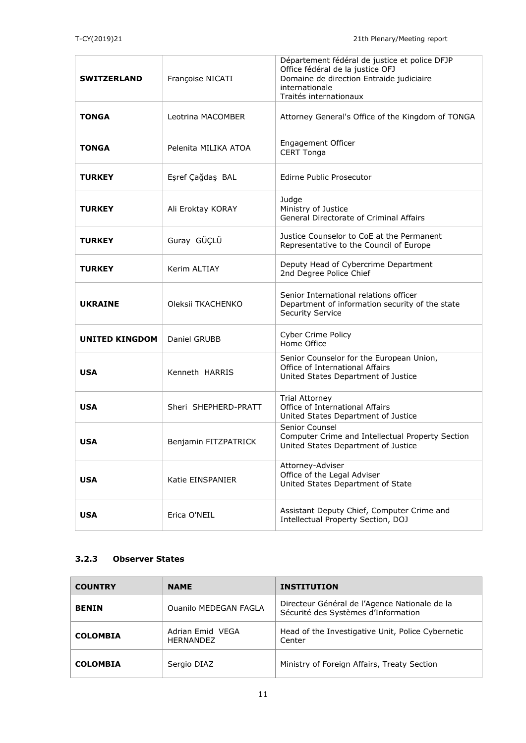| | | |
|---|---|---|
| **SWITZERLAND** | Françoise NICATI | Département fédéral de justice et police DFJP<br>Office fédéral de la justice OFJ<br>Domaine de direction Entraide judiciaire internationale<br>Traités internationaux |
| **TONGA** | Leotrina MACOMBER | Attorney General's Office of the Kingdom of TONGA |
| **TONGA** | Pelenita MILIKA ATOA | Engagement Officer<br>CERT Tonga |
| **TURKEY** | Eşref Çağdaş BAL | Edirne Public Prosecutor |
| **TURKEY** | Ali Eroktay KORAY | Judge<br>Ministry of Justice<br>General Directorate of Criminal Affairs |
| **TURKEY** | Guray GÜÇLÜ | Justice Counselor to CoE at the Permanent Representative to the Council of Europe |
| **TURKEY** | Kerim ALTIAY | Deputy Head of Cybercrime Department<br>2nd Degree Police Chief |
| **UKRAINE** | Oleksii TKACHENKO | Senior International relations officer<br>Department of information security of the state Security Service |
| **UNITED KINGDOM** | Daniel GRUBB | Cyber Crime Policy<br>Home Office |
| **USA** | Kenneth HARRIS | Senior Counselor for the European Union,<br>Office of International Affairs<br>United States Department of Justice |
| **USA** | Sheri SHEPHERD-PRATT | Trial Attorney<br>Office of International Affairs<br>United States Department of Justice |
| **USA** | Benjamin FITZPATRICK | Senior Counsel<br>Computer Crime and Intellectual Property Section<br>United States Department of Justice |
| **USA** | Katie EINSPANIER | Attorney-Adviser<br>Office of the Legal Adviser<br>United States Department of State |
| **USA** | Erica O'NEIL | Assistant Deputy Chief, Computer Crime and Intellectual Property Section, DOJ |

### 3.2.3 Observer States

| COUNTRY | NAME | INSTITUTION |
|---|---|---|
| **BENIN** | Ouanilo MEDEGAN FAGLA | Directeur Général de l'Agence Nationale de la Sécurité des Systèmes d'Information |
| **COLOMBIA** | Adrian Emid VEGA HERNANDEZ | Head of the Investigative Unit, Police Cybernetic Center |
| **COLOMBIA** | Sergio DIAZ | Ministry of Foreign Affairs, Treaty Section |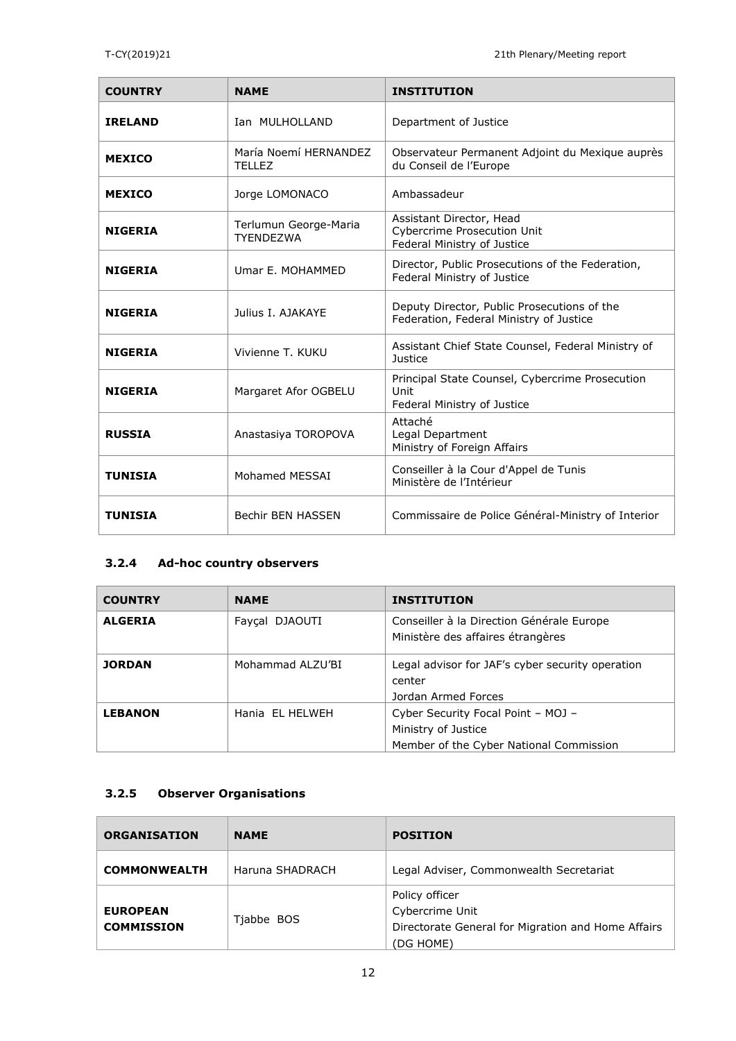| COUNTRY | NAME | INSTITUTION |
|---|---|---|
| **IRELAND** | Ian MULHOLLAND | Department of Justice |
| **MEXICO** | María Noemí HERNANDEZ TELLEZ | Observateur Permanent Adjoint du Mexique auprès du Conseil de l'Europe |
| **MEXICO** | Jorge LOMONACO | Ambassadeur |
| **NIGERIA** | Terlumun George-Maria TYENDEZWA | Assistant Director, Head Cybercrime Prosecution Unit Federal Ministry of Justice |
| **NIGERIA** | Umar E. MOHAMMED | Director, Public Prosecutions of the Federation, Federal Ministry of Justice |
| **NIGERIA** | Julius I. AJAKAYE | Deputy Director, Public Prosecutions of the Federation, Federal Ministry of Justice |
| **NIGERIA** | Vivienne T. KUKU | Assistant Chief State Counsel, Federal Ministry of Justice |
| **NIGERIA** | Margaret Afor OGBELU | Principal State Counsel, Cybercrime Prosecution Unit Federal Ministry of Justice |
| **RUSSIA** | Anastasiya TOROPOVA | Attaché Legal Department Ministry of Foreign Affairs |
| **TUNISIA** | Mohamed MESSAI | Conseiller à la Cour d'Appel de Tunis Ministère de l'Intérieur |
| **TUNISIA** | Bechir BEN HASSEN | Commissaire de Police Général-Ministry of Interior |

### 3.2.4 Ad-hoc country observers

| COUNTRY | NAME | INSTITUTION |
|---|---|---|
| **ALGERIA** | Fayçal DJAOUTI | Conseiller à la Direction Générale Europe Ministère des affaires étrangères |
| **JORDAN** | Mohammad ALZU'BI | Legal advisor for JAF's cyber security operation center Jordan Armed Forces |
| **LEBANON** | Hania EL HELWEH | Cyber Security Focal Point – MOJ – Ministry of Justice Member of the Cyber National Commission |

### 3.2.5 Observer Organisations

| ORGANISATION | NAME | POSITION |
|---|---|---|
| **COMMONWEALTH** | Haruna SHADRACH | Legal Adviser, Commonwealth Secretariat |
| **EUROPEAN COMMISSION** | Tjabbe BOS | Policy officer Cybercrime Unit Directorate General for Migration and Home Affairs (DG HOME) |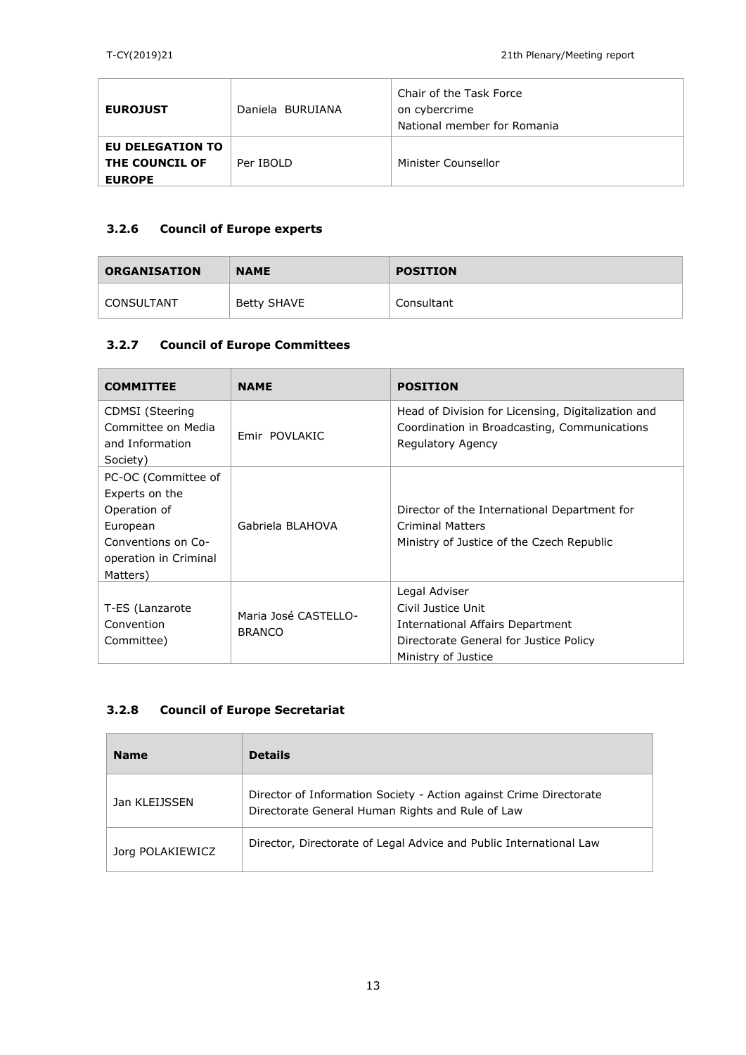| | | |
|---|---|---|
| **EUROJUST** | Daniela BURUIANA | Chair of the Task Force on cybercrime National member for Romania |
| **EU DELEGATION TO THE COUNCIL OF EUROPE** | Per IBOLD | Minister Counsellor |

### 3.2.6 Council of Europe experts

| ORGANISATION | NAME | POSITION |
|---|---|---|
| CONSULTANT | Betty SHAVE | Consultant |

### 3.2.7 Council of Europe Committees

| COMMITTEE | NAME | POSITION |
|---|---|---|
| CDMSI (Steering Committee on Media and Information Society) | Emir POVLAKIC | Head of Division for Licensing, Digitalization and Coordination in Broadcasting, Communications Regulatory Agency |
| PC-OC (Committee of Experts on the Operation of European Conventions on Co-operation in Criminal Matters) | Gabriela BLAHOVA | Director of the International Department for Criminal Matters Ministry of Justice of the Czech Republic |
| T-ES (Lanzarote Convention Committee) | Maria José CASTELLO-BRANCO | Legal Adviser Civil Justice Unit International Affairs Department Directorate General for Justice Policy Ministry of Justice |

### 3.2.8 Council of Europe Secretariat

| Name | Details |
|---|---|
| Jan KLEIJSSEN | Director of Information Society - Action against Crime Directorate Directorate General Human Rights and Rule of Law |
| Jorg POLAKIEWICZ | Director, Directorate of Legal Advice and Public International Law |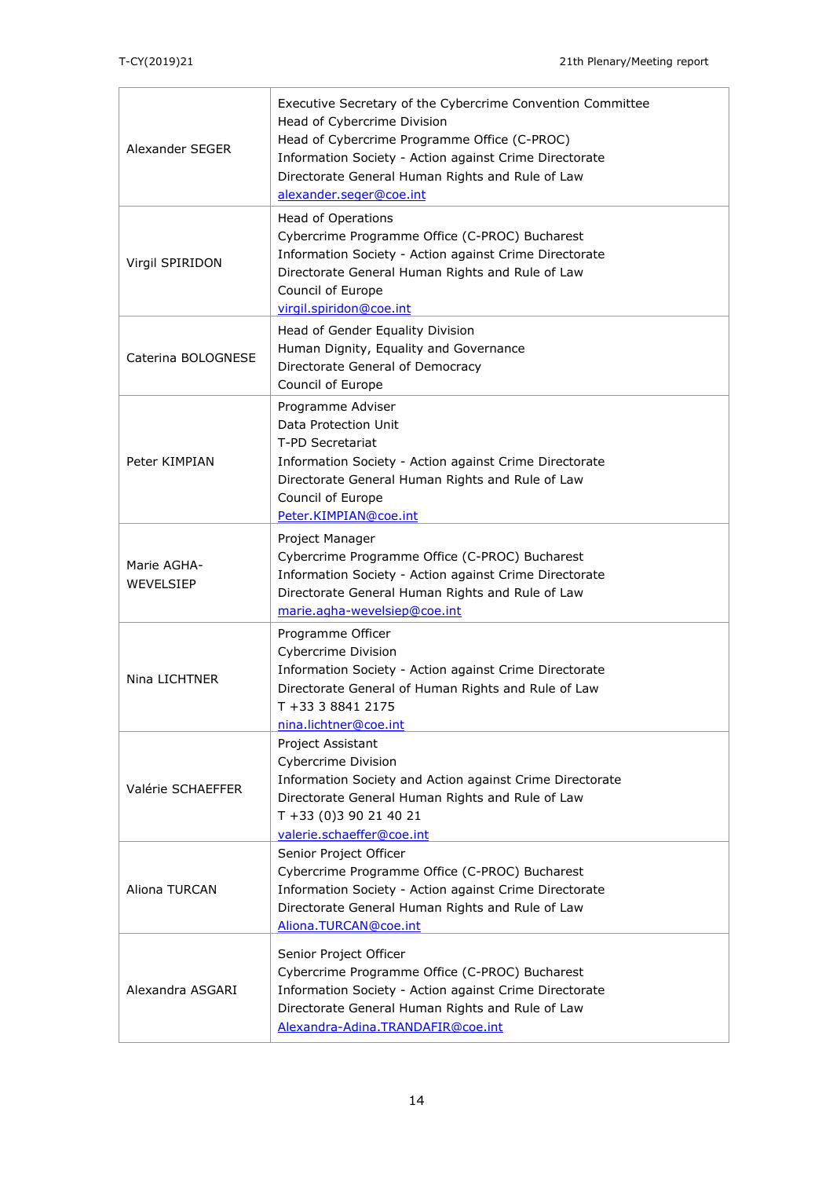| | |
|---|---|
| Alexander SEGER | Executive Secretary of the Cybercrime Convention Committee<br>Head of Cybercrime Division<br>Head of Cybercrime Programme Office (C-PROC)<br>Information Society - Action against Crime Directorate<br>Directorate General Human Rights and Rule of Law<br>alexander.seger@coe.int |
| Virgil SPIRIDON | Head of Operations<br>Cybercrime Programme Office (C-PROC) Bucharest<br>Information Society - Action against Crime Directorate<br>Directorate General Human Rights and Rule of Law<br>Council of Europe<br>virgil.spiridon@coe.int |
| Caterina BOLOGNESE | Head of Gender Equality Division<br>Human Dignity, Equality and Governance<br>Directorate General of Democracy<br>Council of Europe |
| Peter KIMPIAN | Programme Adviser<br>Data Protection Unit<br>T-PD Secretariat<br>Information Society - Action against Crime Directorate<br>Directorate General Human Rights and Rule of Law<br>Council of Europe<br>Peter.KIMPIAN@coe.int |
| Marie AGHA-WEVELSIEP | Project Manager<br>Cybercrime Programme Office (C-PROC) Bucharest<br>Information Society - Action against Crime Directorate<br>Directorate General Human Rights and Rule of Law<br>marie.agha-wevelsiep@coe.int |
| Nina LICHTNER | Programme Officer<br>Cybercrime Division<br>Information Society - Action against Crime Directorate<br>Directorate General of Human Rights and Rule of Law<br>T +33 3 8841 2175<br>nina.lichtner@coe.int |
| Valérie SCHAEFFER | Project Assistant<br>Cybercrime Division<br>Information Society and Action against Crime Directorate<br>Directorate General Human Rights and Rule of Law<br>T +33 (0)3 90 21 40 21<br>valerie.schaeffer@coe.int |
| Aliona TURCAN | Senior Project Officer<br>Cybercrime Programme Office (C-PROC) Bucharest<br>Information Society - Action against Crime Directorate<br>Directorate General Human Rights and Rule of Law<br>Aliona.TURCAN@coe.int |
| Alexandra ASGARI | Senior Project Officer<br>Cybercrime Programme Office (C-PROC) Bucharest<br>Information Society - Action against Crime Directorate<br>Directorate General Human Rights and Rule of Law<br>Alexandra-Adina.TRANDAFIR@coe.int |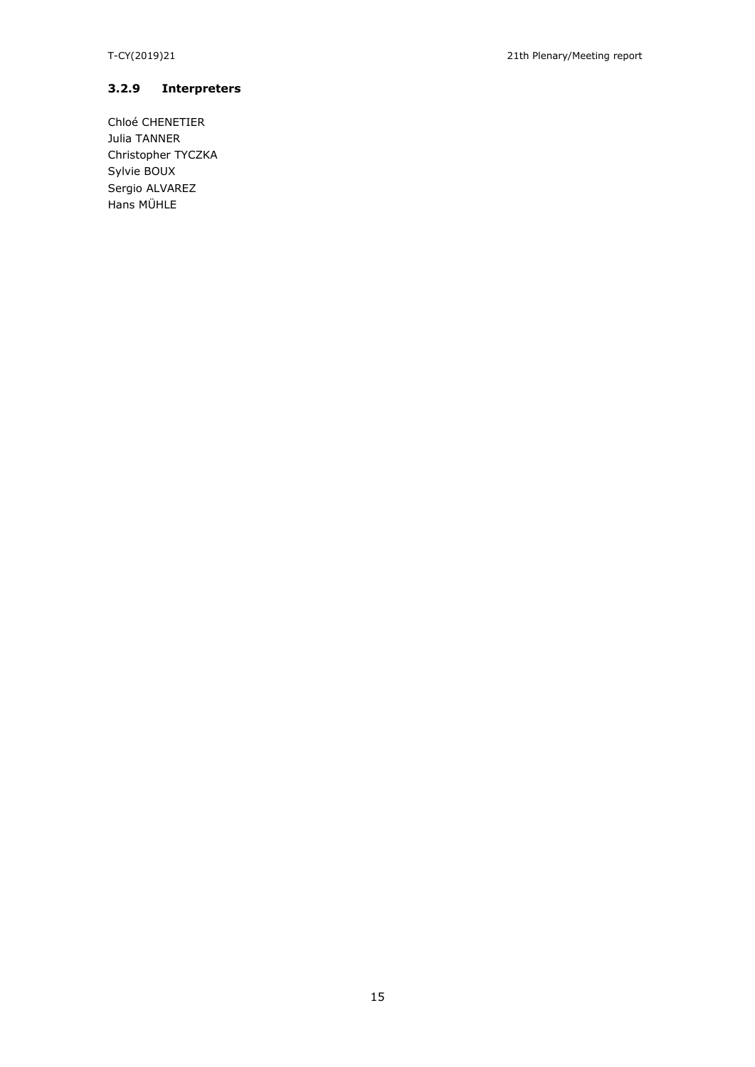### 3.2.9 Interpreters

Chloé CHENETIER
Julia TANNER
Christopher TYCZKA
Sylvie BOUX
Sergio ALVAREZ
Hans MÜHLE